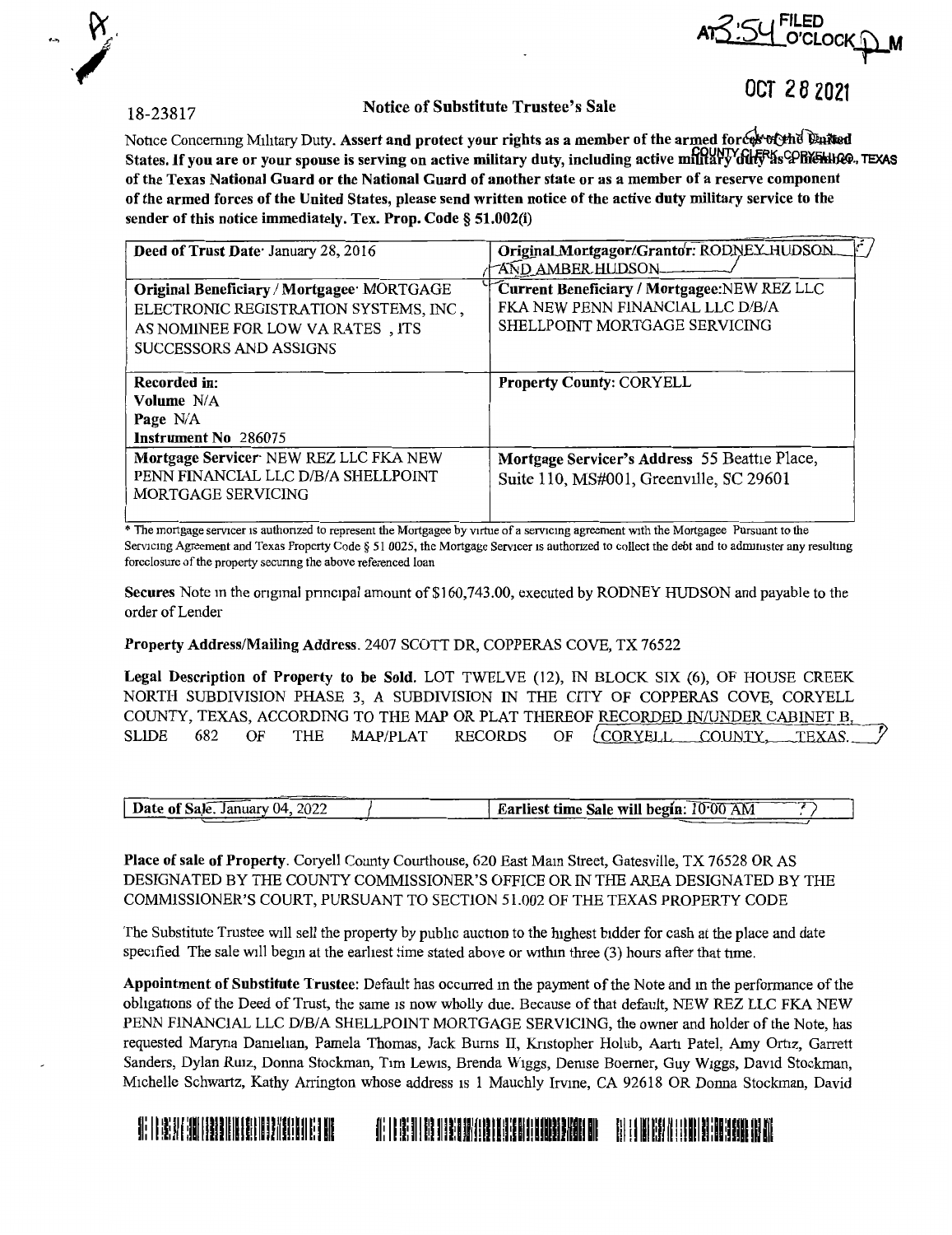FILED AT 3:54 O'CLOCK P M

OCT 28 2021

COUNTY CLERK CORYELL CO., TEXAS

18-23817

## Notice of Substitute Trustee's Sale

Notice Concerning Military Duty. **Assert and protect your rights as a member of the armed forces of the United States. If you are or your spouse is serving on active military duty, including active military duty as a member of the Texas National Guard or the National Guard of another state or as a member of a reserve component of the armed forces of the United States, please send written notice of the active duty military service to the sender of this notice immediately. Tex. Prop. Code § 51.002(i)**

| **Deed of Trust Date**: January 28, 2016 | **Original Mortgagor/Grantor**: RODNEY HUDSON AND AMBER HUDSON |
|---|---|
| **Original Beneficiary / Mortgagee**: MORTGAGE ELECTRONIC REGISTRATION SYSTEMS, INC., AS NOMINEE FOR LOW VA RATES, ITS SUCCESSORS AND ASSIGNS | **Current Beneficiary / Mortgagee**: NEW REZ LLC FKA NEW PENN FINANCIAL LLC D/B/A SHELLPOINT MORTGAGE SERVICING |
| **Recorded in:** **Volume** N/A **Page** N/A **Instrument No** 286075 | **Property County**: CORYELL |
| **Mortgage Servicer**: NEW REZ LLC FKA NEW PENN FINANCIAL LLC D/B/A SHELLPOINT MORTGAGE SERVICING | **Mortgage Servicer's Address** 55 Beattie Place, Suite 110, MS#001, Greenville, SC 29601 |

* The mortgage servicer is authorized to represent the Mortgagee by virtue of a servicing agreement with the Mortgagee Pursuant to the Servicing Agreement and Texas Property Code § 51 0025, the Mortgage Servicer is authorized to collect the debt and to administer any resulting foreclosure of the property securing the above referenced loan

**Secures** Note in the original principal amount of $160,743.00, executed by RODNEY HUDSON and payable to the order of Lender

**Property Address/Mailing Address**. 2407 SCOTT DR, COPPERAS COVE, TX 76522

**Legal Description of Property to be Sold.** LOT TWELVE (12), IN BLOCK SIX (6), OF HOUSE CREEK NORTH SUBDIVISION PHASE 3, A SUBDIVISION IN THE CITY OF COPPERAS COVE, CORYELL COUNTY, TEXAS, ACCORDING TO THE MAP OR PLAT THEREOF RECORDED IN/UNDER CABINET B, SLIDE 682 OF THE MAP/PLAT RECORDS OF CORYELL COUNTY, TEXAS.

| **Date of Sale**. January 04, 2022 | **Earliest time Sale will begin**: 10:00 AM |
|---|---|

**Place of sale of Property**. Coryell County Courthouse, 620 East Main Street, Gatesville, TX 76528 OR AS DESIGNATED BY THE COUNTY COMMISSIONER'S OFFICE OR IN THE AREA DESIGNATED BY THE COMMISSIONER'S COURT, PURSUANT TO SECTION 51.002 OF THE TEXAS PROPERTY CODE

The Substitute Trustee will sell the property by public auction to the highest bidder for cash at the place and date specified The sale will begin at the earliest time stated above or within three (3) hours after that time.

**Appointment of Substitute Trustee**: Default has occurred in the payment of the Note and in the performance of the obligations of the Deed of Trust, the same is now wholly due. Because of that default, NEW REZ LLC FKA NEW PENN FINANCIAL LLC D/B/A SHELLPOINT MORTGAGE SERVICING, the owner and holder of the Note, has requested Maryna Danielian, Pamela Thomas, Jack Burns II, Kristopher Holub, Aarti Patel, Amy Ortiz, Garrett Sanders, Dylan Ruiz, Donna Stockman, Tim Lewis, Brenda Wiggs, Denise Boerner, Guy Wiggs, David Stockman, Michelle Schwartz, Kathy Arrington whose address is 1 Mauchly Irvine, CA 92618 OR Donna Stockman, David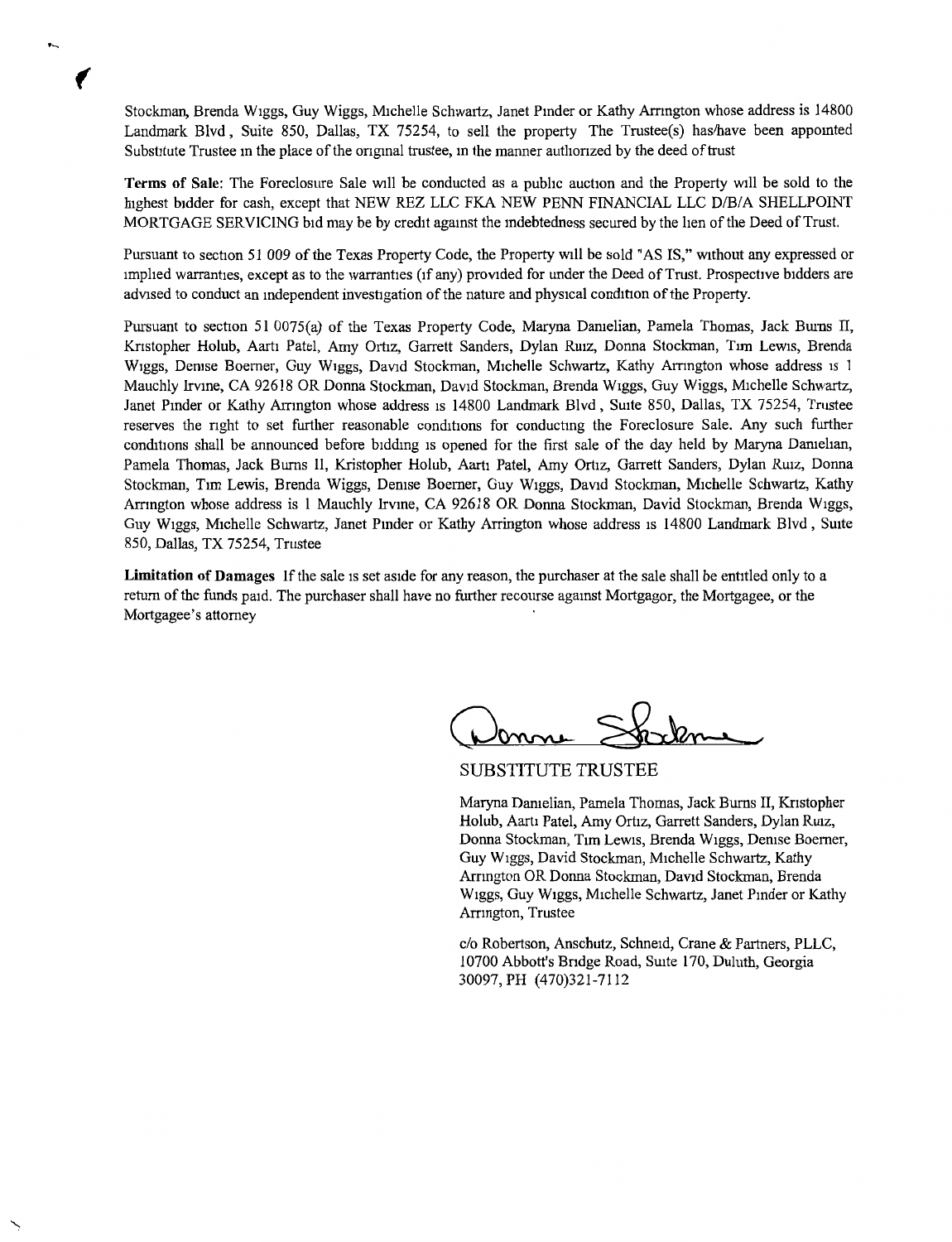Stockman, Brenda Wiggs, Guy Wiggs, Michelle Schwartz, Janet Pinder or Kathy Arrington whose address is 14800 Landmark Blvd , Suite 850, Dallas, TX 75254, to sell the property The Trustee(s) has/have been appointed Substitute Trustee in the place of the original trustee, in the manner authorized by the deed of trust

**Terms of Sale**: The Foreclosure Sale will be conducted as a public auction and the Property will be sold to the highest bidder for cash, except that NEW REZ LLC FKA NEW PENN FINANCIAL LLC D/B/A SHELLPOINT MORTGAGE SERVICING bid may be by credit against the indebtedness secured by the lien of the Deed of Trust.

Pursuant to section 51 009 of the Texas Property Code, the Property will be sold "AS IS," without any expressed or implied warranties, except as to the warranties (if any) provided for under the Deed of Trust. Prospective bidders are advised to conduct an independent investigation of the nature and physical condition of the Property.

Pursuant to section 51 0075(a) of the Texas Property Code, Maryna Danielian, Pamela Thomas, Jack Burns II, Kristopher Holub, Aarti Patel, Amy Ortiz, Garrett Sanders, Dylan Ruiz, Donna Stockman, Tim Lewis, Brenda Wiggs, Denise Boerner, Guy Wiggs, David Stockman, Michelle Schwartz, Kathy Arrington whose address is 1 Mauchly Irvine, CA 92618 OR Donna Stockman, David Stockman, Brenda Wiggs, Guy Wiggs, Michelle Schwartz, Janet Pinder or Kathy Arrington whose address is 14800 Landmark Blvd , Suite 850, Dallas, TX 75254, Trustee reserves the right to set further reasonable conditions for conducting the Foreclosure Sale. Any such further conditions shall be announced before bidding is opened for the first sale of the day held by Maryna Danielian, Pamela Thomas, Jack Burns II, Kristopher Holub, Aarti Patel, Amy Ortiz, Garrett Sanders, Dylan Ruiz, Donna Stockman, Tim Lewis, Brenda Wiggs, Denise Boerner, Guy Wiggs, David Stockman, Michelle Schwartz, Kathy Arrington whose address is 1 Mauchly Irvine, CA 92618 OR Donna Stockman, David Stockman, Brenda Wiggs, Guy Wiggs, Michelle Schwartz, Janet Pinder or Kathy Arrington whose address is 14800 Landmark Blvd , Suite 850, Dallas, TX 75254, Trustee

**Limitation of Damages** If the sale is set aside for any reason, the purchaser at the sale shall be entitled only to a return of the funds paid. The purchaser shall have no further recourse against Mortgagor, the Mortgagee, or the Mortgagee's attorney

SUBSTITUTE TRUSTEE

Maryna Danielian, Pamela Thomas, Jack Burns II, Kristopher Holub, Aarti Patel, Amy Ortiz, Garrett Sanders, Dylan Ruiz, Donna Stockman, Tim Lewis, Brenda Wiggs, Denise Boerner, Guy Wiggs, David Stockman, Michelle Schwartz, Kathy Arrington OR Donna Stockman, David Stockman, Brenda Wiggs, Guy Wiggs, Michelle Schwartz, Janet Pinder or Kathy Arrington, Trustee

c/o Robertson, Anschutz, Schneid, Crane & Partners, PLLC, 10700 Abbott's Bridge Road, Suite 170, Duluth, Georgia 30097, PH (470)321-7112